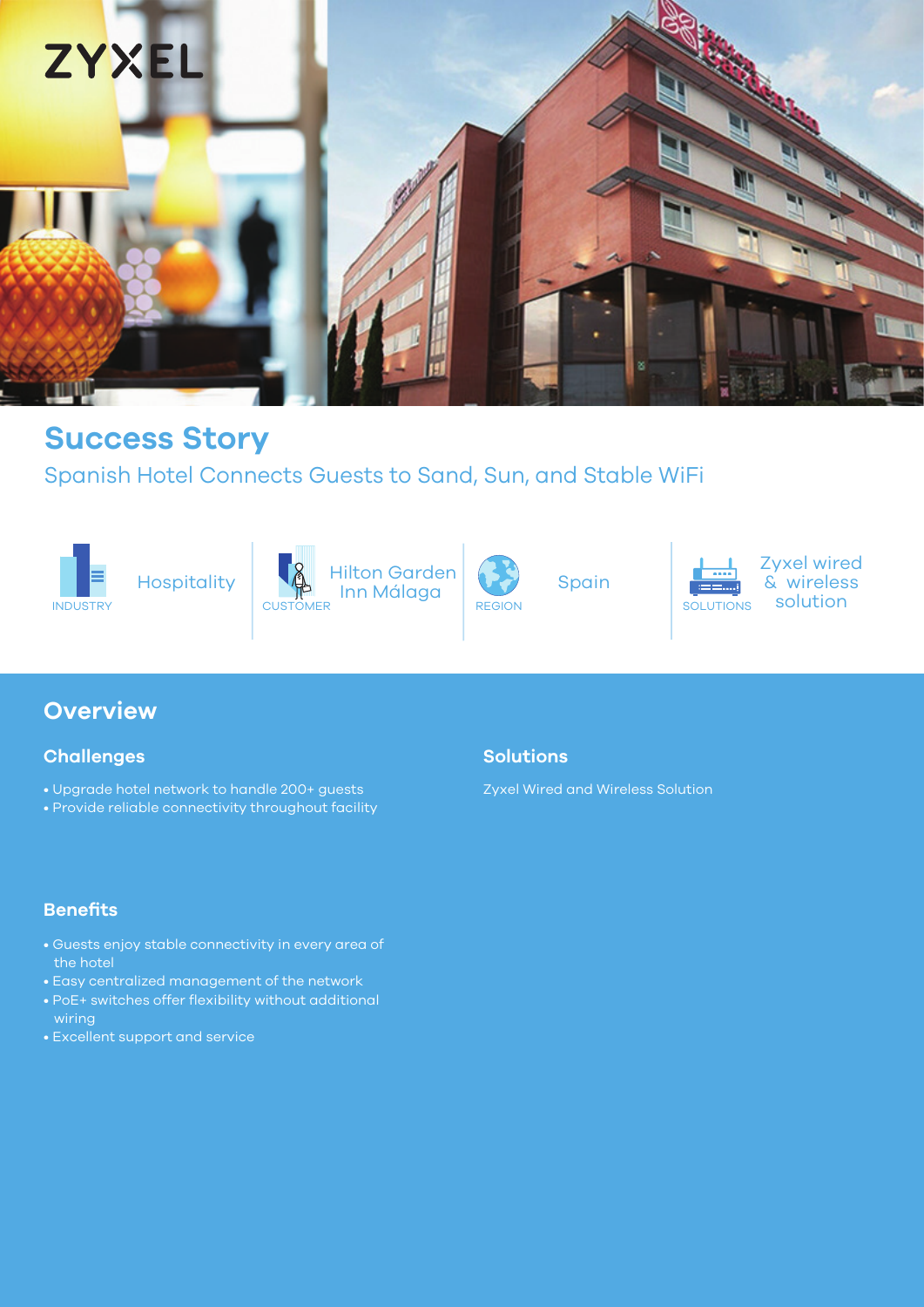ZYXEL

# Success Story

## Spanish Hotel Connects Guests to Sand, Sun, and Stable WiFi

| INDUSTRY | CUSTOMER | REGION | SOLUTIONS |
|---|---|---|---|
| Hospitality | Hilton Garden Inn Málaga | Spain | Zyxel wired & wireless solution |

## Overview

### Challenges

- Upgrade hotel network to handle 200+ guests
- Provide reliable connectivity throughout facility

### Solutions

Zyxel Wired and Wireless Solution

### Benefits

- Guests enjoy stable connectivity in every area of the hotel
- Easy centralized management of the network
- PoE+ switches offer flexibility without additional wiring
- Excellent support and service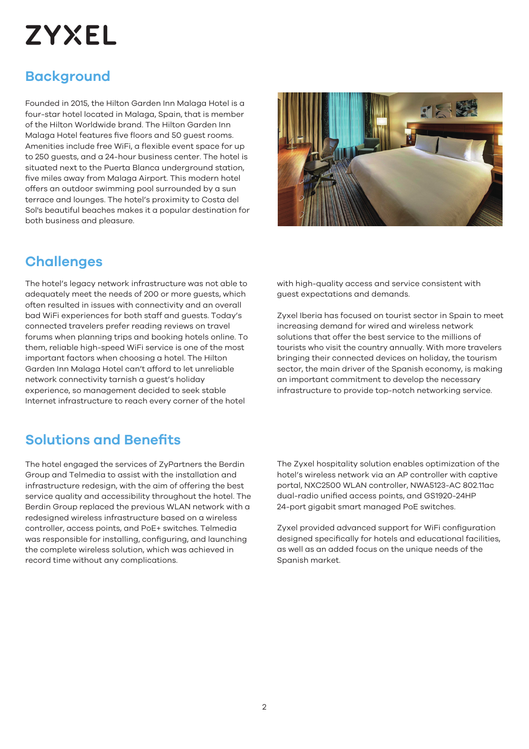# ZYXEL

## Background

Founded in 2015, the Hilton Garden Inn Malaga Hotel is a four-star hotel located in Malaga, Spain, that is member of the Hilton Worldwide brand. The Hilton Garden Inn Malaga Hotel features five floors and 50 guest rooms. Amenities include free WiFi, a flexible event space for up to 250 guests, and a 24-hour business center. The hotel is situated next to the Puerta Blanca underground station, five miles away from Malaga Airport. This modern hotel offers an outdoor swimming pool surrounded by a sun terrace and lounges. The hotel's proximity to Costa del Sol's beautiful beaches makes it a popular destination for both business and pleasure.

## Challenges

The hotel's legacy network infrastructure was not able to adequately meet the needs of 200 or more guests, which often resulted in issues with connectivity and an overall bad WiFi experiences for both staff and guests. Today's connected travelers prefer reading reviews on travel forums when planning trips and booking hotels online. To them, reliable high-speed WiFi service is one of the most important factors when choosing a hotel. The Hilton Garden Inn Malaga Hotel can't afford to let unreliable network connectivity tarnish a guest's holiday experience, so management decided to seek stable Internet infrastructure to reach every corner of the hotel with high-quality access and service consistent with guest expectations and demands.

Zyxel Iberia has focused on tourist sector in Spain to meet increasing demand for wired and wireless network solutions that offer the best service to the millions of tourists who visit the country annually. With more travelers bringing their connected devices on holiday, the tourism sector, the main driver of the Spanish economy, is making an important commitment to develop the necessary infrastructure to provide top-notch networking service.

## Solutions and Benefits

The hotel engaged the services of ZyPartners the Berdin Group and Telmedia to assist with the installation and infrastructure redesign, with the aim of offering the best service quality and accessibility throughout the hotel. The Berdin Group replaced the previous WLAN network with a redesigned wireless infrastructure based on a wireless controller, access points, and PoE+ switches. Telmedia was responsible for installing, configuring, and launching the complete wireless solution, which was achieved in record time without any complications.

The Zyxel hospitality solution enables optimization of the hotel's wireless network via an AP controller with captive portal, NXC2500 WLAN controller, NWA5123-AC 802.11ac dual-radio unified access points, and GS1920-24HP 24-port gigabit smart managed PoE switches.

Zyxel provided advanced support for WiFi configuration designed specifically for hotels and educational facilities, as well as an added focus on the unique needs of the Spanish market.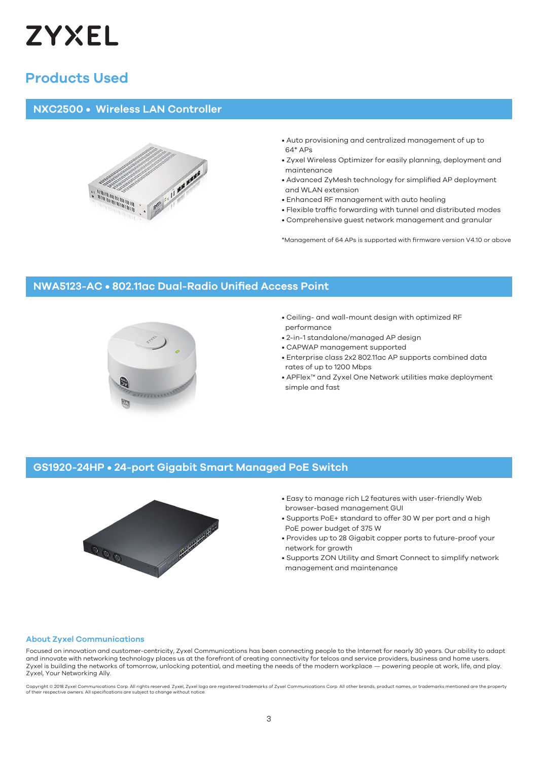ZYXEL

# Products Used

## NXC2500 • Wireless LAN Controller

- Auto provisioning and centralized management of up to 64* APs
- Zyxel Wireless Optimizer for easily planning, deployment and maintenance
- Advanced ZyMesh technology for simplified AP deployment and WLAN extension
- Enhanced RF management with auto healing
- Flexible traffic forwarding with tunnel and distributed modes
- Comprehensive guest network management and granular

*Management of 64 APs is supported with firmware version V4.10 or above

## NWA5123-AC • 802.11ac Dual-Radio Unified Access Point

- Ceiling- and wall-mount design with optimized RF performance
- 2-in-1 standalone/managed AP design
- CAPWAP management supported
- Enterprise class 2x2 802.11ac AP supports combined data rates of up to 1200 Mbps
- APFlex™ and Zyxel One Network utilities make deployment simple and fast

## GS1920-24HP • 24-port Gigabit Smart Managed PoE Switch

- Easy to manage rich L2 features with user-friendly Web browser-based management GUI
- Supports PoE+ standard to offer 30 W per port and a high PoE power budget of 375 W
- Provides up to 28 Gigabit copper ports to future-proof your network for growth
- Supports ZON Utility and Smart Connect to simplify network management and maintenance

### About Zyxel Communications

Focused on innovation and customer-centricity, Zyxel Communications has been connecting people to the Internet for nearly 30 years. Our ability to adapt and innovate with networking technology places us at the forefront of creating connectivity for telcos and service providers, business and home users. Zyxel is building the networks of tomorrow, unlocking potential, and meeting the needs of the modern workplace — powering people at work, life, and play. Zyxel, Your Networking Ally.

Copyright © 2018 Zyxel Communications Corp. All rights reserved. Zyxel, Zyxel logo are registered trademarks of Zyxel Communications Corp. All other brands, product names, or trademarks mentioned are the property of their respective owners. All specifications are subject to change without notice.